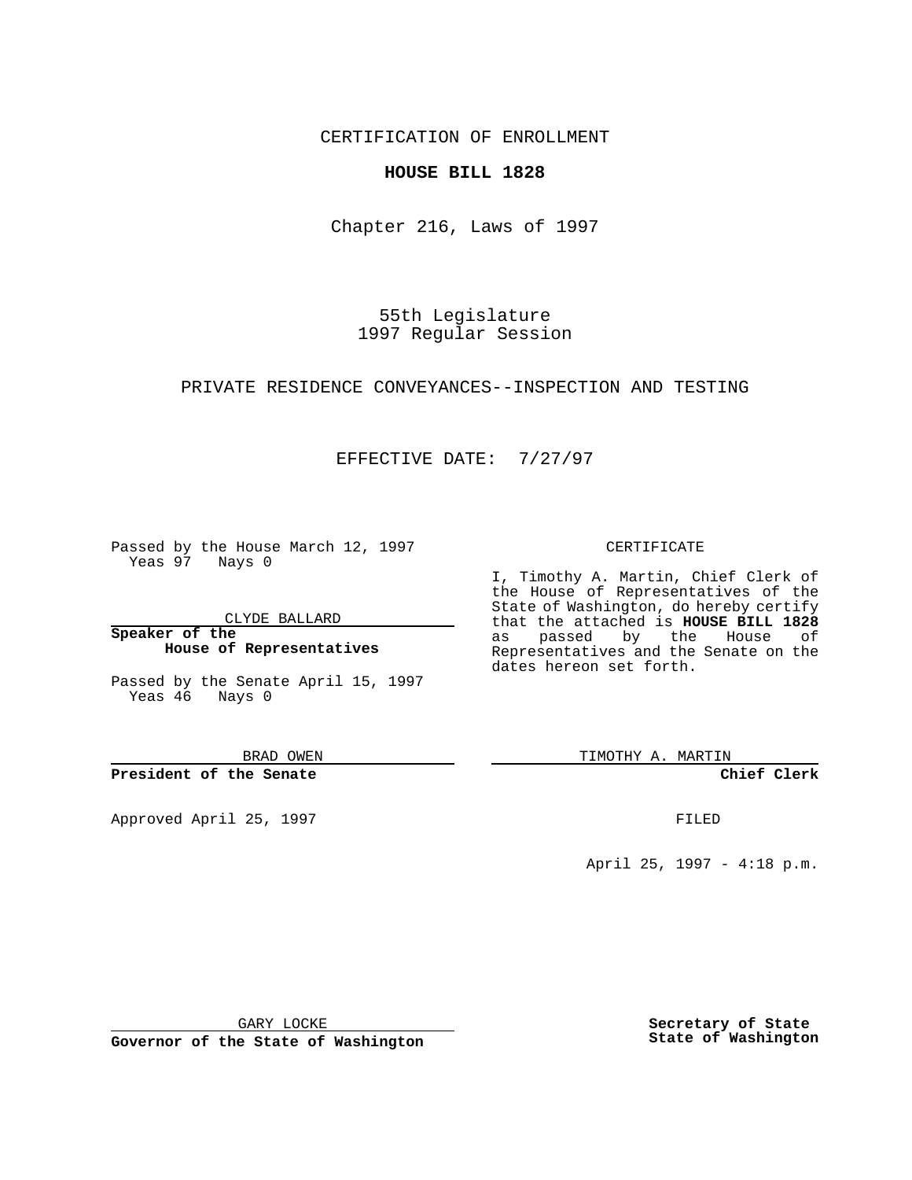CERTIFICATION OF ENROLLMENT

**HOUSE BILL 1828**

Chapter 216, Laws of 1997

55th Legislature
1997 Regular Session

PRIVATE RESIDENCE CONVEYANCES--INSPECTION AND TESTING

EFFECTIVE DATE: 7/27/97

Passed by the House March 12, 1997
Yeas 97 Nays 0

CLYDE BALLARD

**Speaker of the House of Representatives**

Passed by the Senate April 15, 1997
Yeas 46 Nays 0

BRAD OWEN

**President of the Senate**

Approved April 25, 1997

GARY LOCKE

**Governor of the State of Washington**

CERTIFICATE

I, Timothy A. Martin, Chief Clerk of the House of Representatives of the State of Washington, do hereby certify that the attached is **HOUSE BILL 1828** as passed by the House of Representatives and the Senate on the dates hereon set forth.

TIMOTHY A. MARTIN

**Chief Clerk**

FILED

April 25, 1997 - 4:18 p.m.

**Secretary of State State of Washington**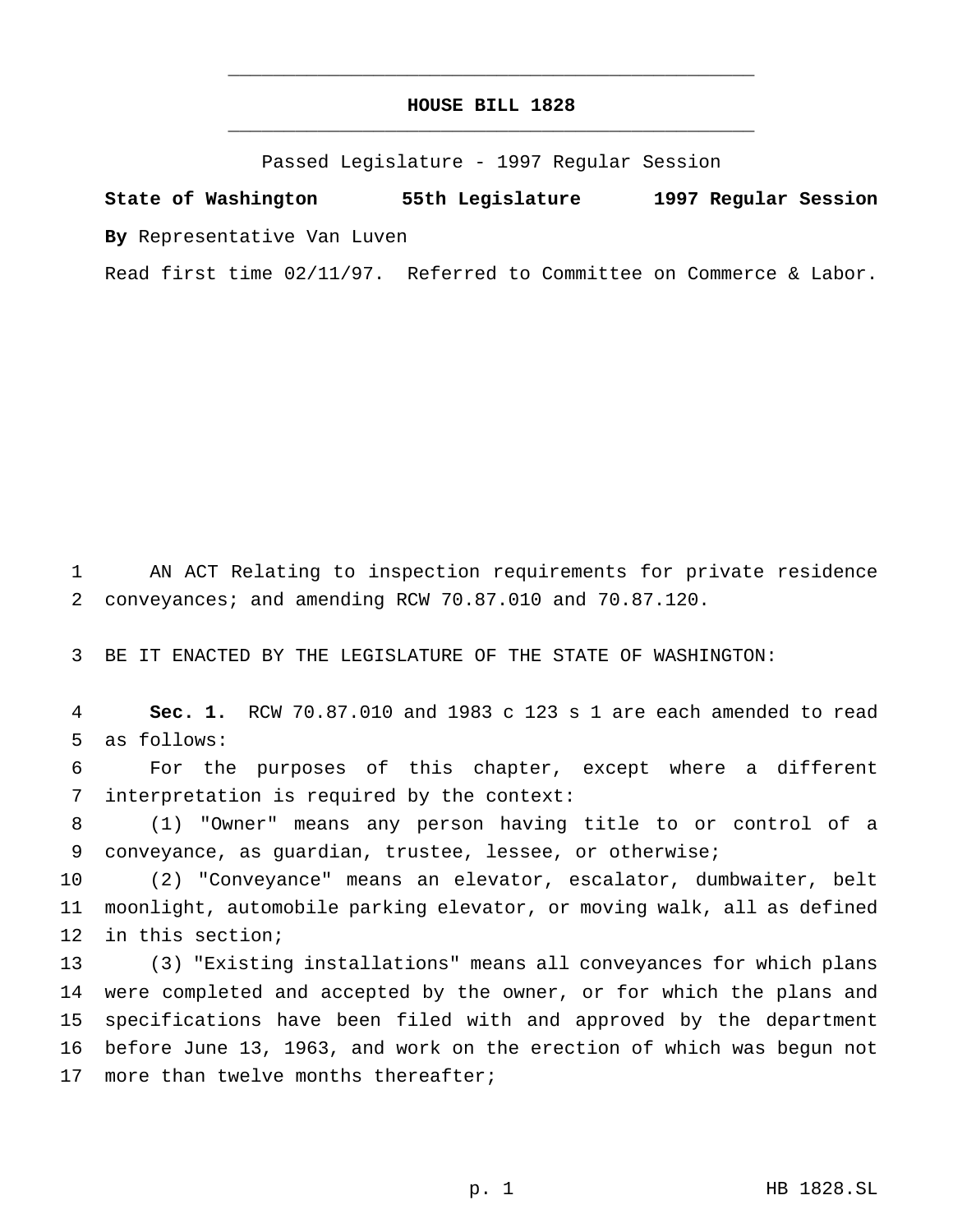# HOUSE BILL 1828

Passed Legislature - 1997 Regular Session

**State of Washington 55th Legislature 1997 Regular Session**

**By** Representative Van Luven

Read first time 02/11/97. Referred to Committee on Commerce & Labor.

1 AN ACT Relating to inspection requirements for private residence
2 conveyances; and amending RCW 70.87.010 and 70.87.120.

3 BE IT ENACTED BY THE LEGISLATURE OF THE STATE OF WASHINGTON:

4 **Sec. 1.** RCW 70.87.010 and 1983 c 123 s 1 are each amended to read
5 as follows:

6 For the purposes of this chapter, except where a different
7 interpretation is required by the context:

8 (1) "Owner" means any person having title to or control of a
9 conveyance, as guardian, trustee, lessee, or otherwise;

10 (2) "Conveyance" means an elevator, escalator, dumbwaiter, belt
11 moonlight, automobile parking elevator, or moving walk, all as defined
12 in this section;

13 (3) "Existing installations" means all conveyances for which plans
14 were completed and accepted by the owner, or for which the plans and
15 specifications have been filed with and approved by the department
16 before June 13, 1963, and work on the erection of which was begun not
17 more than twelve months thereafter;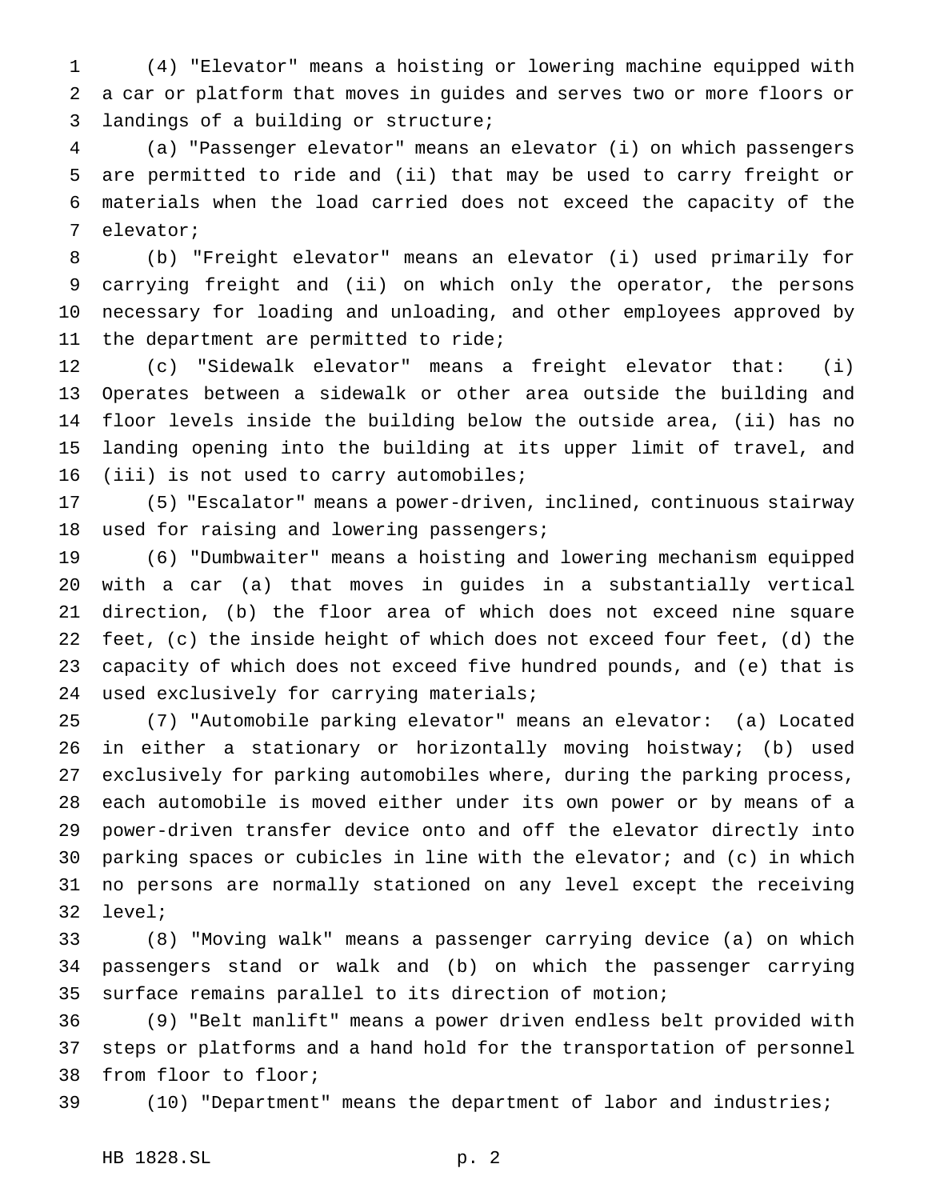(4) "Elevator" means a hoisting or lowering machine equipped with a car or platform that moves in guides and serves two or more floors or landings of a building or structure;

(a) "Passenger elevator" means an elevator (i) on which passengers are permitted to ride and (ii) that may be used to carry freight or materials when the load carried does not exceed the capacity of the elevator;

(b) "Freight elevator" means an elevator (i) used primarily for carrying freight and (ii) on which only the operator, the persons necessary for loading and unloading, and other employees approved by the department are permitted to ride;

(c) "Sidewalk elevator" means a freight elevator that: (i) Operates between a sidewalk or other area outside the building and floor levels inside the building below the outside area, (ii) has no landing opening into the building at its upper limit of travel, and (iii) is not used to carry automobiles;

(5) "Escalator" means a power-driven, inclined, continuous stairway used for raising and lowering passengers;

(6) "Dumbwaiter" means a hoisting and lowering mechanism equipped with a car (a) that moves in guides in a substantially vertical direction, (b) the floor area of which does not exceed nine square feet, (c) the inside height of which does not exceed four feet, (d) the capacity of which does not exceed five hundred pounds, and (e) that is used exclusively for carrying materials;

(7) "Automobile parking elevator" means an elevator: (a) Located in either a stationary or horizontally moving hoistway; (b) used exclusively for parking automobiles where, during the parking process, each automobile is moved either under its own power or by means of a power-driven transfer device onto and off the elevator directly into parking spaces or cubicles in line with the elevator; and (c) in which no persons are normally stationed on any level except the receiving level;

(8) "Moving walk" means a passenger carrying device (a) on which passengers stand or walk and (b) on which the passenger carrying surface remains parallel to its direction of motion;

(9) "Belt manlift" means a power driven endless belt provided with steps or platforms and a hand hold for the transportation of personnel from floor to floor;

(10) "Department" means the department of labor and industries;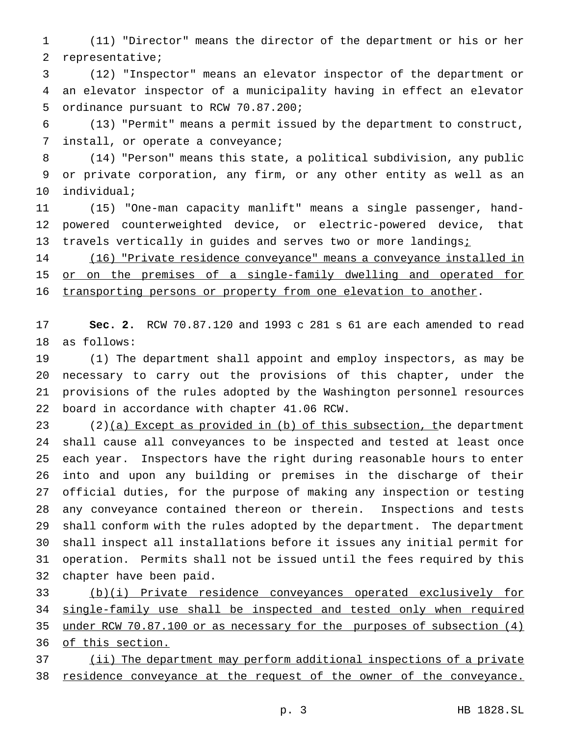(11) "Director" means the director of the department or his or her representative;

(12) "Inspector" means an elevator inspector of the department or an elevator inspector of a municipality having in effect an elevator ordinance pursuant to RCW 70.87.200;

(13) "Permit" means a permit issued by the department to construct, install, or operate a conveyance;

(14) "Person" means this state, a political subdivision, any public or private corporation, any firm, or any other entity as well as an individual;

(15) "One-man capacity manlift" means a single passenger, hand-powered counterweighted device, or electric-powered device, that travels vertically in guides and serves two or more landings;

(16) "Private residence conveyance" means a conveyance installed in or on the premises of a single-family dwelling and operated for transporting persons or property from one elevation to another.

**Sec. 2.** RCW 70.87.120 and 1993 c 281 s 61 are each amended to read as follows:

(1) The department shall appoint and employ inspectors, as may be necessary to carry out the provisions of this chapter, under the provisions of the rules adopted by the Washington personnel resources board in accordance with chapter 41.06 RCW.

(2)(a) Except as provided in (b) of this subsection, the department shall cause all conveyances to be inspected and tested at least once each year. Inspectors have the right during reasonable hours to enter into and upon any building or premises in the discharge of their official duties, for the purpose of making any inspection or testing any conveyance contained thereon or therein. Inspections and tests shall conform with the rules adopted by the department. The department shall inspect all installations before it issues any initial permit for operation. Permits shall not be issued until the fees required by this chapter have been paid.

(b)(i) Private residence conveyances operated exclusively for single-family use shall be inspected and tested only when required under RCW 70.87.100 or as necessary for the purposes of subsection (4) of this section.

(ii) The department may perform additional inspections of a private residence conveyance at the request of the owner of the conveyance.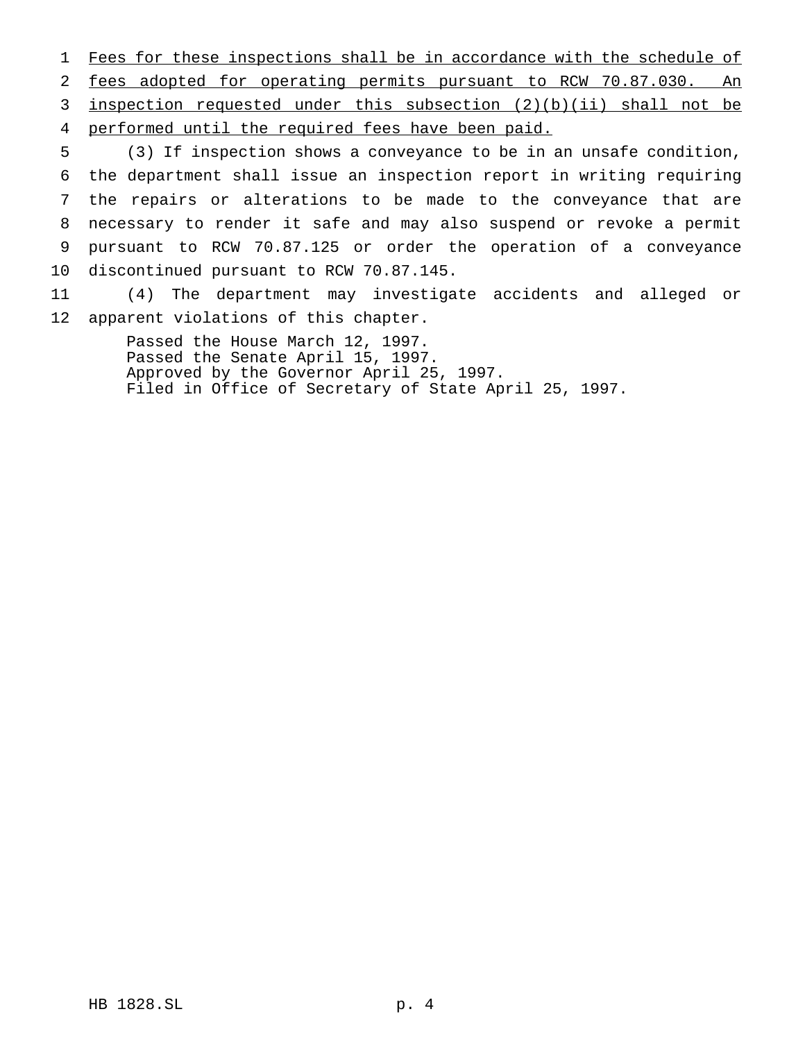Fees for these inspections shall be in accordance with the schedule of fees adopted for operating permits pursuant to RCW 70.87.030. An inspection requested under this subsection (2)(b)(ii) shall not be performed until the required fees have been paid.

(3) If inspection shows a conveyance to be in an unsafe condition, the department shall issue an inspection report in writing requiring the repairs or alterations to be made to the conveyance that are necessary to render it safe and may also suspend or revoke a permit pursuant to RCW 70.87.125 or order the operation of a conveyance discontinued pursuant to RCW 70.87.145.

(4) The department may investigate accidents and alleged or apparent violations of this chapter.

Passed the House March 12, 1997.
Passed the Senate April 15, 1997.
Approved by the Governor April 25, 1997.
Filed in Office of Secretary of State April 25, 1997.